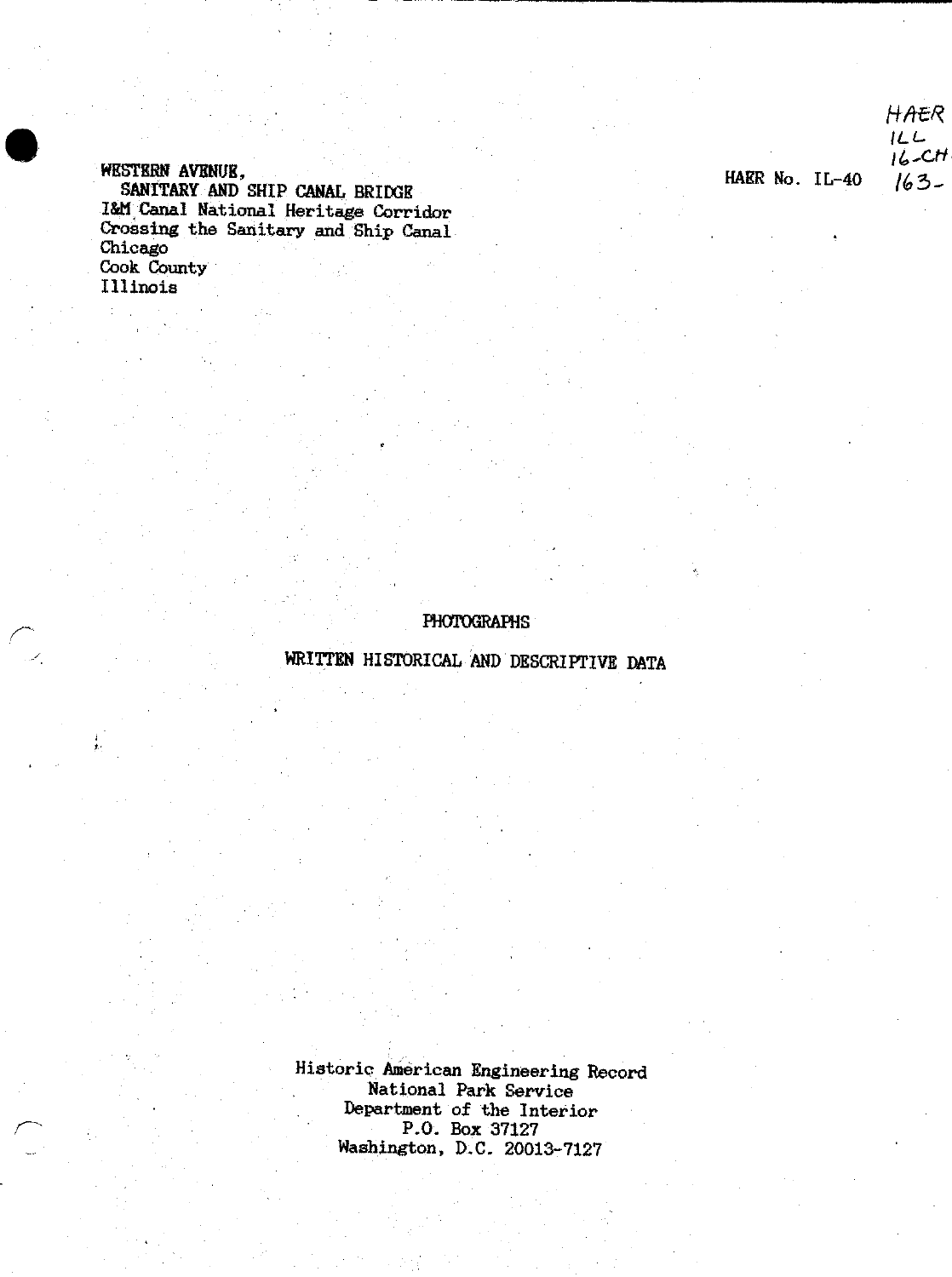HAER
ILL
16-CH
163-

WESTERN AVENUE,
SANITARY AND SHIP CANAL BRIDGE
I&M Canal National Heritage Corridor
Crossing the Sanitary and Ship Canal
Chicago
Cook County
Illinois

HAER No. IL-40

PHOTOGRAPHS

WRITTEN HISTORICAL AND DESCRIPTIVE DATA

Historic American Engineering Record
National Park Service
Department of the Interior
P.O. Box 37127
Washington, D.C. 20013-7127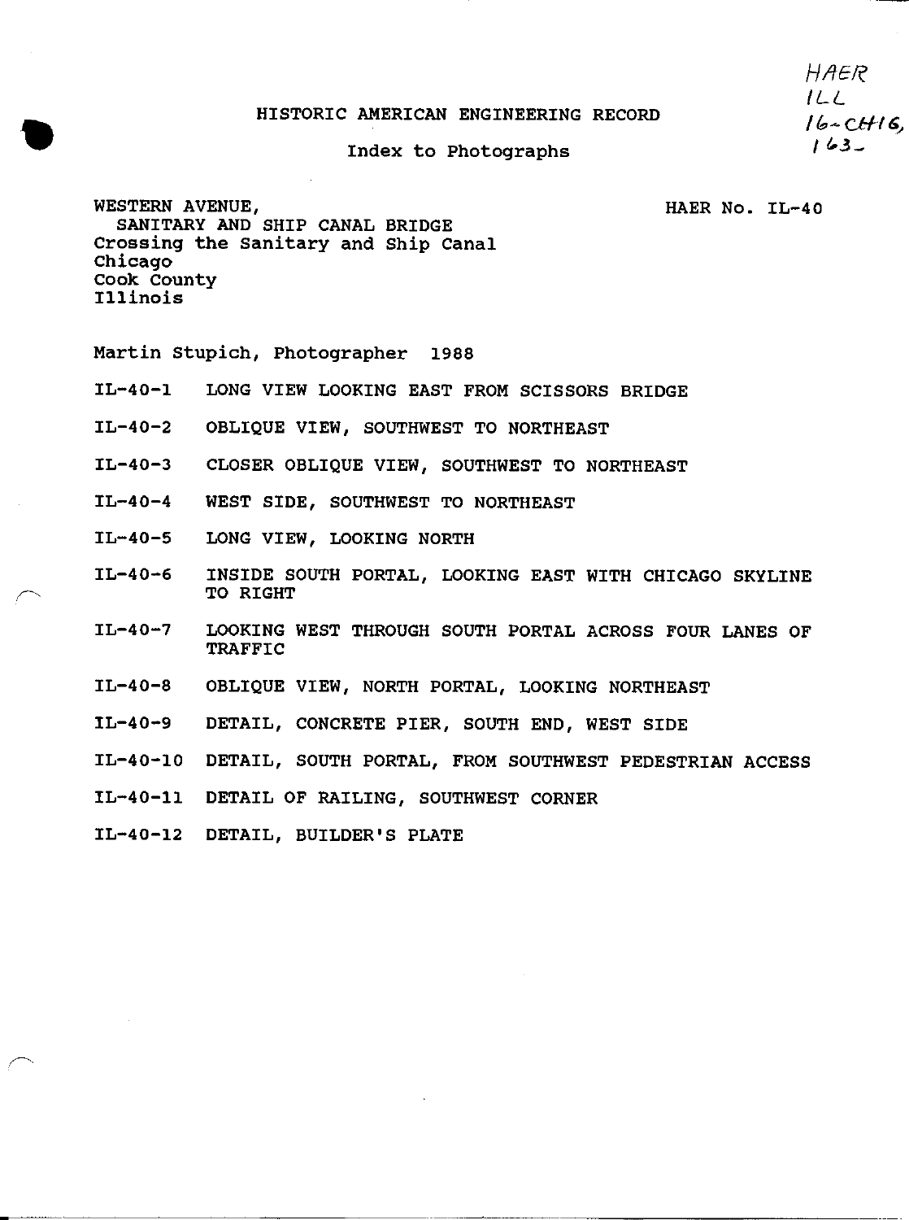HAER
ILL
16-CHIG,
163-

HISTORIC AMERICAN ENGINEERING RECORD

Index to Photographs

WESTERN AVENUE,
SANITARY AND SHIP CANAL BRIDGE
Crossing the Sanitary and Ship Canal
Chicago
Cook County
Illinois

HAER No. IL-40

Martin Stupich, Photographer 1988

- IL-40-1 LONG VIEW LOOKING EAST FROM SCISSORS BRIDGE
- IL-40-2 OBLIQUE VIEW, SOUTHWEST TO NORTHEAST
- IL-40-3 CLOSER OBLIQUE VIEW, SOUTHWEST TO NORTHEAST
- IL-40-4 WEST SIDE, SOUTHWEST TO NORTHEAST
- IL-40-5 LONG VIEW, LOOKING NORTH
- IL-40-6 INSIDE SOUTH PORTAL, LOOKING EAST WITH CHICAGO SKYLINE TO RIGHT
- IL-40-7 LOOKING WEST THROUGH SOUTH PORTAL ACROSS FOUR LANES OF TRAFFIC
- IL-40-8 OBLIQUE VIEW, NORTH PORTAL, LOOKING NORTHEAST
- IL-40-9 DETAIL, CONCRETE PIER, SOUTH END, WEST SIDE
- IL-40-10 DETAIL, SOUTH PORTAL, FROM SOUTHWEST PEDESTRIAN ACCESS
- IL-40-11 DETAIL OF RAILING, SOUTHWEST CORNER
- IL-40-12 DETAIL, BUILDER'S PLATE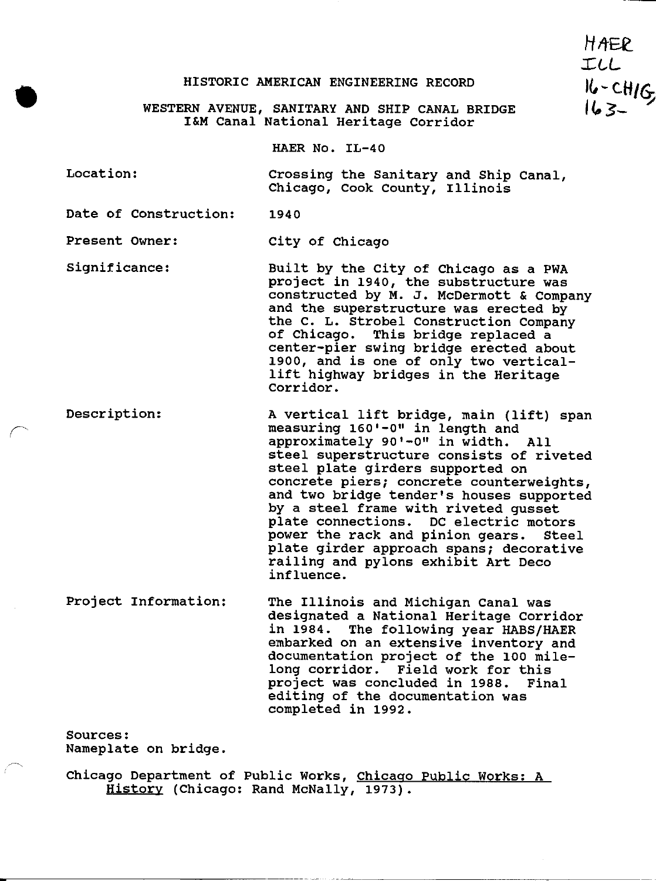HAER
ILL
16-CHIG,
163-

# HISTORIC AMERICAN ENGINEERING RECORD

## WESTERN AVENUE, SANITARY AND SHIP CANAL BRIDGE
## I&M Canal National Heritage Corridor

HAER No. IL-40

**Location:** Crossing the Sanitary and Ship Canal, Chicago, Cook County, Illinois

**Date of Construction:** 1940

**Present Owner:** City of Chicago

**Significance:** Built by the City of Chicago as a PWA project in 1940, the substructure was constructed by M. J. McDermott & Company and the superstructure was erected by the C. L. Strobel Construction Company of Chicago. This bridge replaced a center-pier swing bridge erected about 1900, and is one of only two vertical-lift highway bridges in the Heritage Corridor.

**Description:** A vertical lift bridge, main (lift) span measuring 160'-0" in length and approximately 90'-0" in width. All steel superstructure consists of riveted steel plate girders supported on concrete piers; concrete counterweights, and two bridge tender's houses supported by a steel frame with riveted gusset plate connections. DC electric motors power the rack and pinion gears. Steel plate girder approach spans; decorative railing and pylons exhibit Art Deco influence.

**Project Information:** The Illinois and Michigan Canal was designated a National Heritage Corridor in 1984. The following year HABS/HAER embarked on an extensive inventory and documentation project of the 100 mile-long corridor. Field work for this project was concluded in 1988. Final editing of the documentation was completed in 1992.

Sources:
Nameplate on bridge.

Chicago Department of Public Works, Chicago Public Works: A History (Chicago: Rand McNally, 1973).